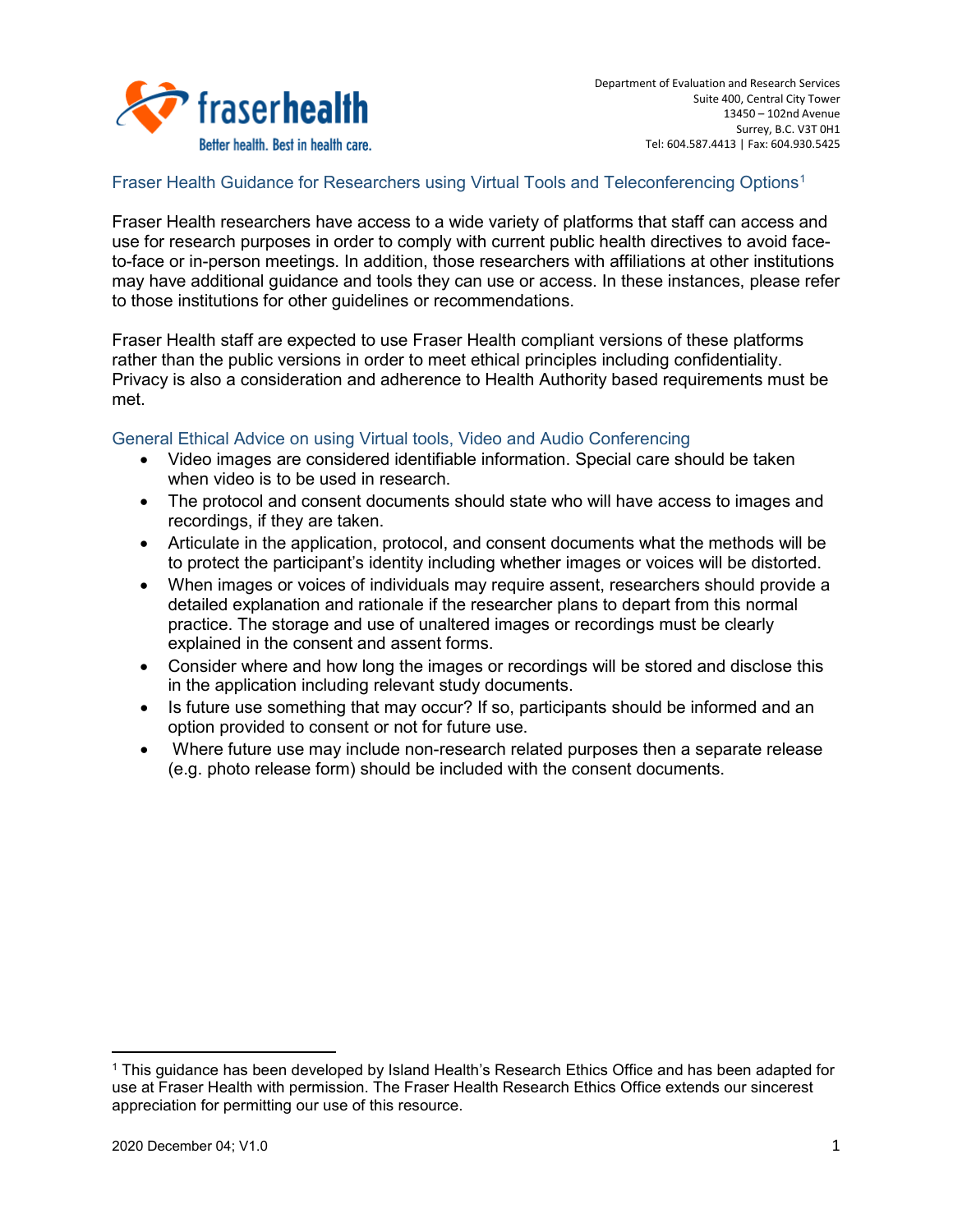Department of Evaluation and Research Services
Suite 400, Central City Tower
13450 – 102nd Avenue
Surrey, B.C. V3T 0H1
Tel: 604.587.4413 | Fax: 604.930.5425

## Fraser Health Guidance for Researchers using Virtual Tools and Teleconferencing Options[1]

Fraser Health researchers have access to a wide variety of platforms that staff can access and use for research purposes in order to comply with current public health directives to avoid face-to-face or in-person meetings. In addition, those researchers with affiliations at other institutions may have additional guidance and tools they can use or access. In these instances, please refer to those institutions for other guidelines or recommendations.

Fraser Health staff are expected to use Fraser Health compliant versions of these platforms rather than the public versions in order to meet ethical principles including confidentiality. Privacy is also a consideration and adherence to Health Authority based requirements must be met.

### General Ethical Advice on using Virtual tools, Video and Audio Conferencing

- Video images are considered identifiable information. Special care should be taken when video is to be used in research.
- The protocol and consent documents should state who will have access to images and recordings, if they are taken.
- Articulate in the application, protocol, and consent documents what the methods will be to protect the participant's identity including whether images or voices will be distorted.
- When images or voices of individuals may require assent, researchers should provide a detailed explanation and rationale if the researcher plans to depart from this normal practice. The storage and use of unaltered images or recordings must be clearly explained in the consent and assent forms.
- Consider where and how long the images or recordings will be stored and disclose this in the application including relevant study documents.
- Is future use something that may occur? If so, participants should be informed and an option provided to consent or not for future use.
- Where future use may include non-research related purposes then a separate release (e.g. photo release form) should be included with the consent documents.

[1] This guidance has been developed by Island Health's Research Ethics Office and has been adapted for use at Fraser Health with permission. The Fraser Health Research Ethics Office extends our sincerest appreciation for permitting our use of this resource.

2020 December 04; V1.0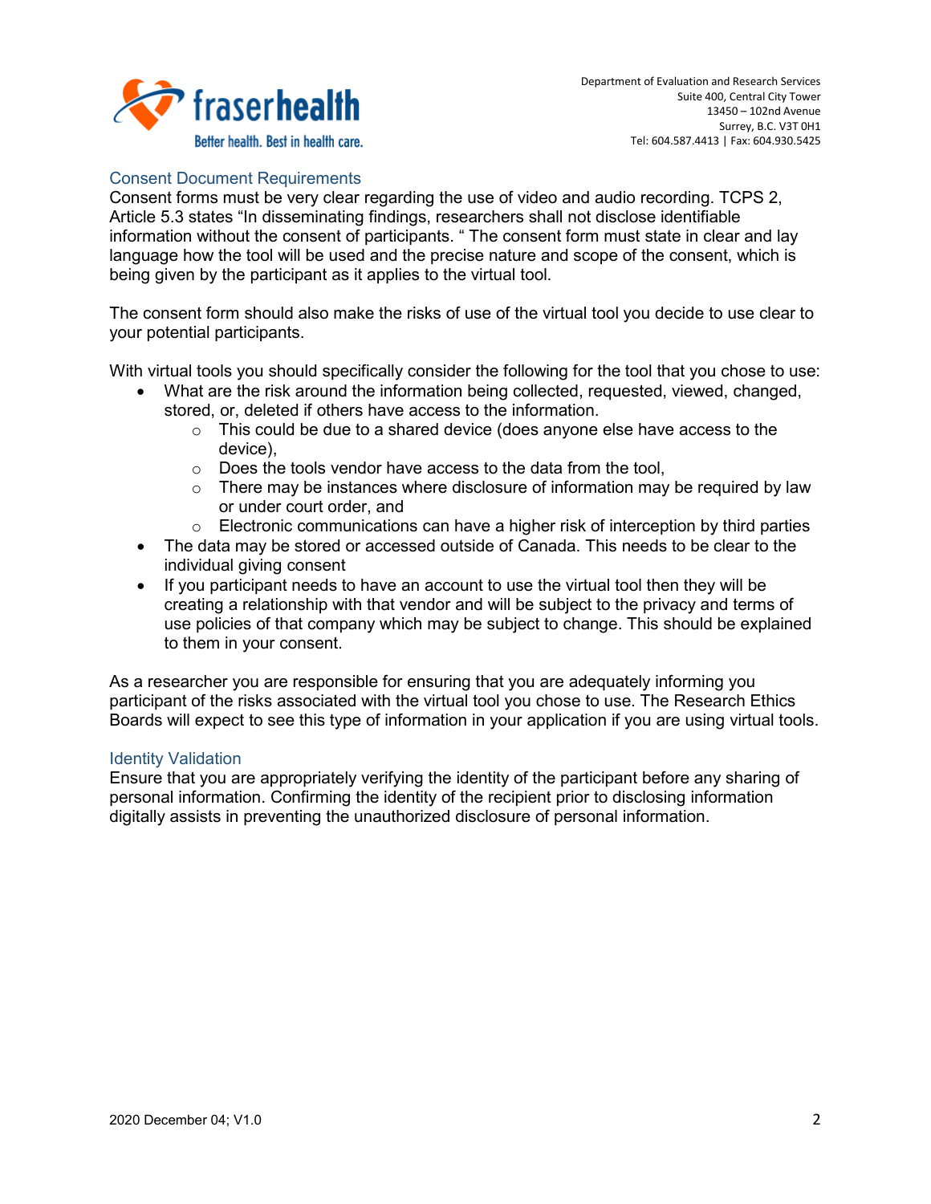## Consent Document Requirements

Consent forms must be very clear regarding the use of video and audio recording. TCPS 2, Article 5.3 states "In disseminating findings, researchers shall not disclose identifiable information without the consent of participants. " The consent form must state in clear and lay language how the tool will be used and the precise nature and scope of the consent, which is being given by the participant as it applies to the virtual tool.

The consent form should also make the risks of use of the virtual tool you decide to use clear to your potential participants.

With virtual tools you should specifically consider the following for the tool that you chose to use:

- What are the risk around the information being collected, requested, viewed, changed, stored, or, deleted if others have access to the information.
  - This could be due to a shared device (does anyone else have access to the device),
  - Does the tools vendor have access to the data from the tool,
  - There may be instances where disclosure of information may be required by law or under court order, and
  - Electronic communications can have a higher risk of interception by third parties
- The data may be stored or accessed outside of Canada. This needs to be clear to the individual giving consent
- If you participant needs to have an account to use the virtual tool then they will be creating a relationship with that vendor and will be subject to the privacy and terms of use policies of that company which may be subject to change. This should be explained to them in your consent.

As a researcher you are responsible for ensuring that you are adequately informing you participant of the risks associated with the virtual tool you chose to use. The Research Ethics Boards will expect to see this type of information in your application if you are using virtual tools.

## Identity Validation

Ensure that you are appropriately verifying the identity of the participant before any sharing of personal information. Confirming the identity of the recipient prior to disclosing information digitally assists in preventing the unauthorized disclosure of personal information.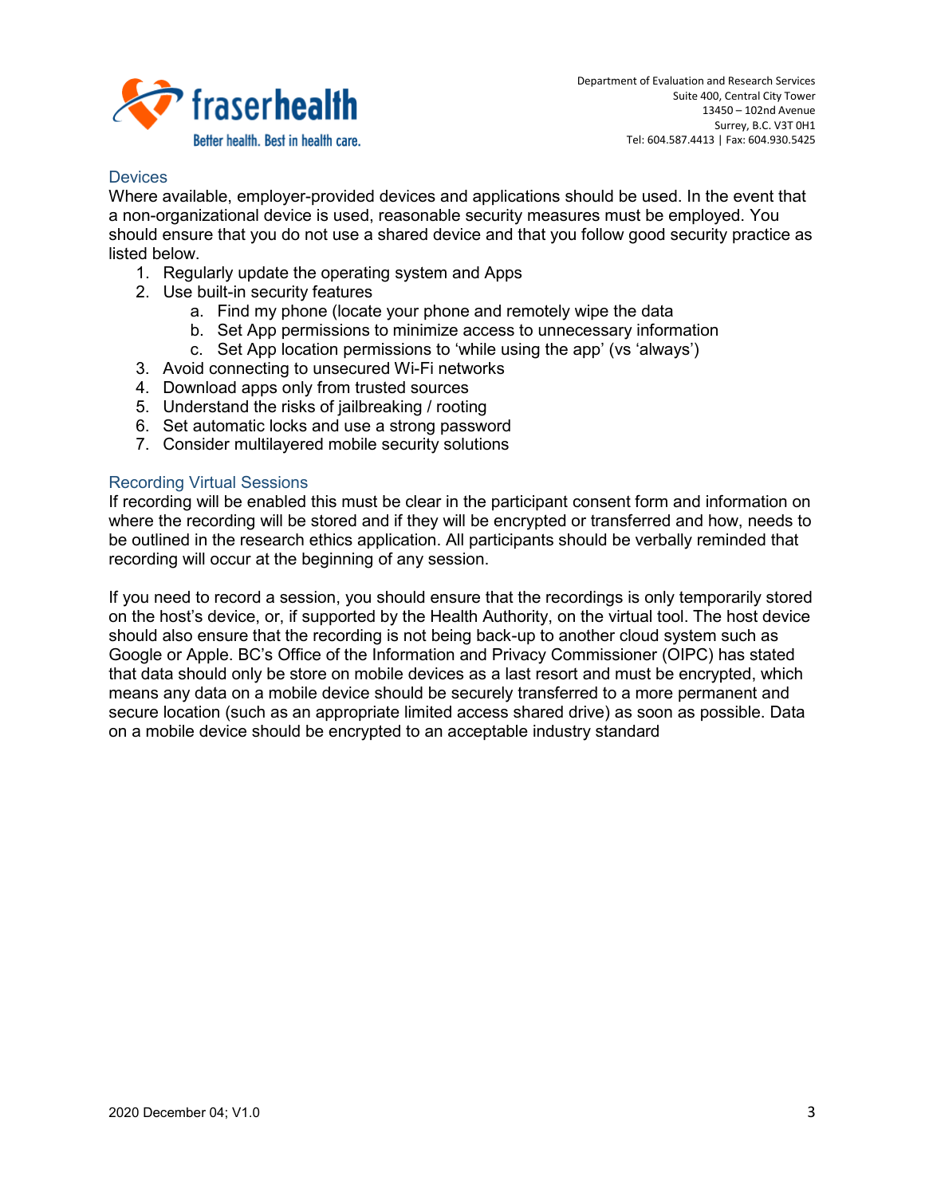## Devices

Where available, employer-provided devices and applications should be used. In the event that a non-organizational device is used, reasonable security measures must be employed. You should ensure that you do not use a shared device and that you follow good security practice as listed below.

1. Regularly update the operating system and Apps
2. Use built-in security features
   a. Find my phone (locate your phone and remotely wipe the data
   b. Set App permissions to minimize access to unnecessary information
   c. Set App location permissions to 'while using the app' (vs 'always')
3. Avoid connecting to unsecured Wi-Fi networks
4. Download apps only from trusted sources
5. Understand the risks of jailbreaking / rooting
6. Set automatic locks and use a strong password
7. Consider multilayered mobile security solutions

## Recording Virtual Sessions

If recording will be enabled this must be clear in the participant consent form and information on where the recording will be stored and if they will be encrypted or transferred and how, needs to be outlined in the research ethics application. All participants should be verbally reminded that recording will occur at the beginning of any session.

If you need to record a session, you should ensure that the recordings is only temporarily stored on the host's device, or, if supported by the Health Authority, on the virtual tool. The host device should also ensure that the recording is not being back-up to another cloud system such as Google or Apple. BC's Office of the Information and Privacy Commissioner (OIPC) has stated that data should only be store on mobile devices as a last resort and must be encrypted, which means any data on a mobile device should be securely transferred to a more permanent and secure location (such as an appropriate limited access shared drive) as soon as possible. Data on a mobile device should be encrypted to an acceptable industry standard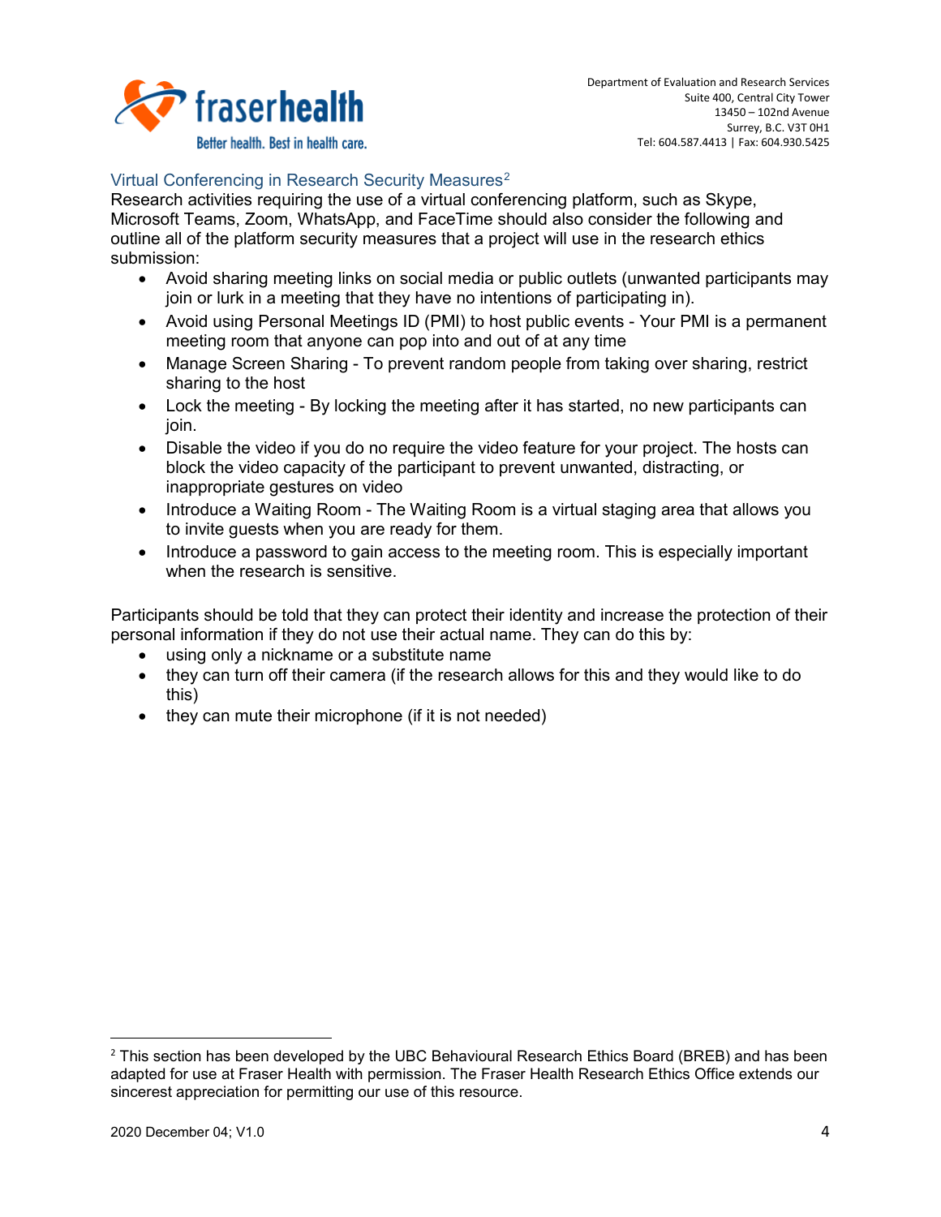## Virtual Conferencing in Research Security Measures[2]

Research activities requiring the use of a virtual conferencing platform, such as Skype, Microsoft Teams, Zoom, WhatsApp, and FaceTime should also consider the following and outline all of the platform security measures that a project will use in the research ethics submission:

- Avoid sharing meeting links on social media or public outlets (unwanted participants may join or lurk in a meeting that they have no intentions of participating in).
- Avoid using Personal Meetings ID (PMI) to host public events - Your PMI is a permanent meeting room that anyone can pop into and out of at any time
- Manage Screen Sharing - To prevent random people from taking over sharing, restrict sharing to the host
- Lock the meeting - By locking the meeting after it has started, no new participants can join.
- Disable the video if you do no require the video feature for your project. The hosts can block the video capacity of the participant to prevent unwanted, distracting, or inappropriate gestures on video
- Introduce a Waiting Room - The Waiting Room is a virtual staging area that allows you to invite guests when you are ready for them.
- Introduce a password to gain access to the meeting room. This is especially important when the research is sensitive.

Participants should be told that they can protect their identity and increase the protection of their personal information if they do not use their actual name. They can do this by:

- using only a nickname or a substitute name
- they can turn off their camera (if the research allows for this and they would like to do this)
- they can mute their microphone (if it is not needed)

[2] This section has been developed by the UBC Behavioural Research Ethics Board (BREB) and has been adapted for use at Fraser Health with permission. The Fraser Health Research Ethics Office extends our sincerest appreciation for permitting our use of this resource.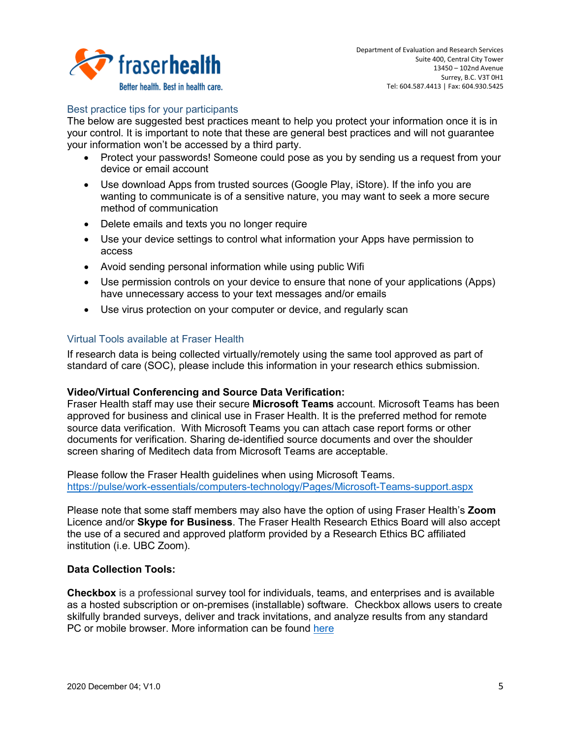Department of Evaluation and Research Services
Suite 400, Central City Tower
13450 – 102nd Avenue
Surrey, B.C. V3T 0H1
Tel: 604.587.4413 | Fax: 604.930.5425

## Best practice tips for your participants

The below are suggested best practices meant to help you protect your information once it is in your control. It is important to note that these are general best practices and will not guarantee your information won't be accessed by a third party.

- Protect your passwords! Someone could pose as you by sending us a request from your device or email account
- Use download Apps from trusted sources (Google Play, iStore). If the info you are wanting to communicate is of a sensitive nature, you may want to seek a more secure method of communication
- Delete emails and texts you no longer require
- Use your device settings to control what information your Apps have permission to access
- Avoid sending personal information while using public Wifi
- Use permission controls on your device to ensure that none of your applications (Apps) have unnecessary access to your text messages and/or emails
- Use virus protection on your computer or device, and regularly scan

## Virtual Tools available at Fraser Health

If research data is being collected virtually/remotely using the same tool approved as part of standard of care (SOC), please include this information in your research ethics submission.

**Video/Virtual Conferencing and Source Data Verification:**
Fraser Health staff may use their secure **Microsoft Teams** account. Microsoft Teams has been approved for business and clinical use in Fraser Health. It is the preferred method for remote source data verification. With Microsoft Teams you can attach case report forms or other documents for verification. Sharing de-identified source documents and over the shoulder screen sharing of Meditech data from Microsoft Teams are acceptable.

Please follow the Fraser Health guidelines when using Microsoft Teams.
https://pulse/work-essentials/computers-technology/Pages/Microsoft-Teams-support.aspx

Please note that some staff members may also have the option of using Fraser Health's **Zoom** Licence and/or **Skype for Business**. The Fraser Health Research Ethics Board will also accept the use of a secured and approved platform provided by a Research Ethics BC affiliated institution (i.e. UBC Zoom).

**Data Collection Tools:**

**Checkbox** is a professional survey tool for individuals, teams, and enterprises and is available as a hosted subscription or on-premises (installable) software. Checkbox allows users to create skilfully branded surveys, deliver and track invitations, and analyze results from any standard PC or mobile browser. More information can be found here

2020 December 04; V1.0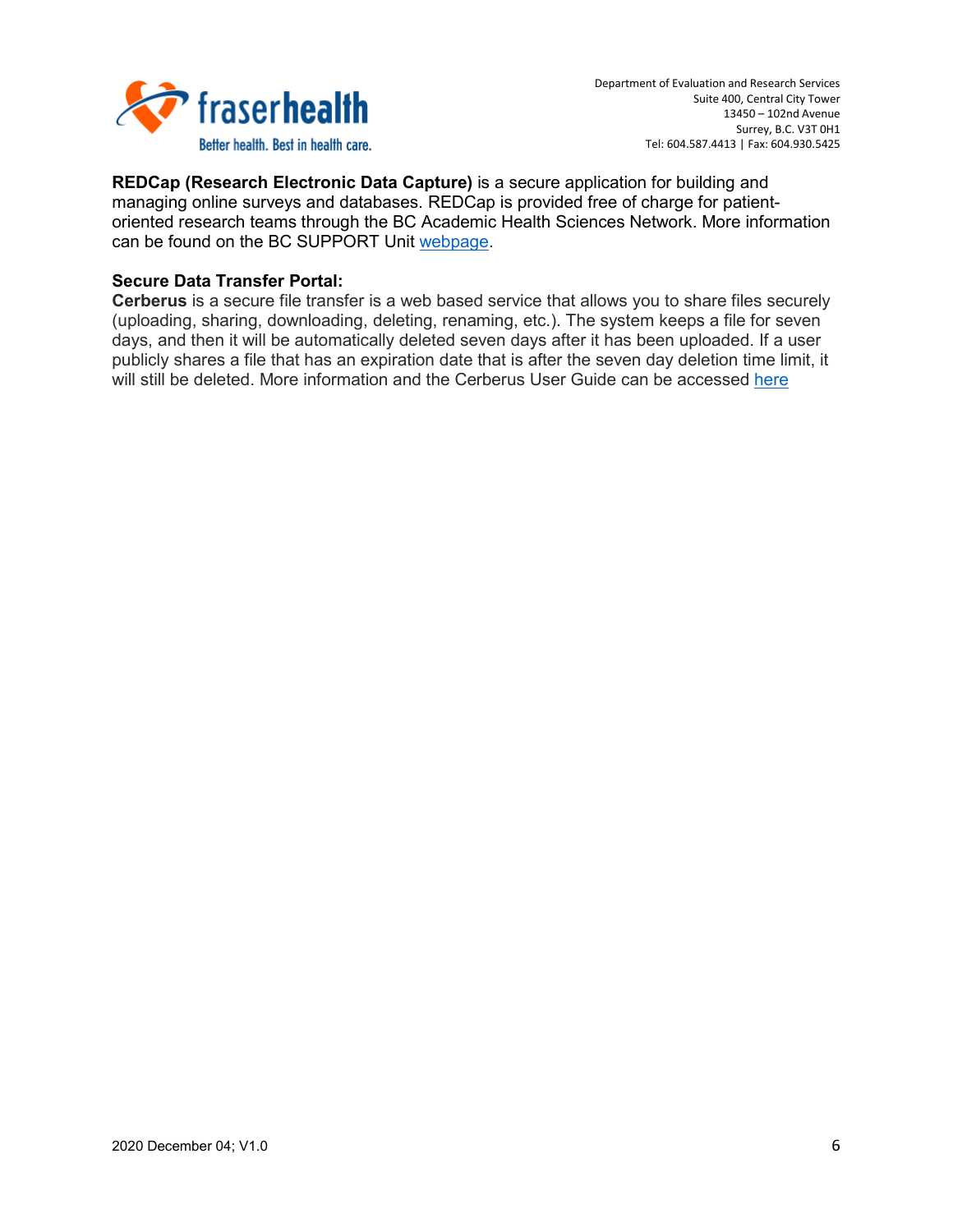**REDCap (Research Electronic Data Capture)** is a secure application for building and managing online surveys and databases. REDCap is provided free of charge for patient-oriented research teams through the BC Academic Health Sciences Network. More information can be found on the BC SUPPORT Unit webpage.

**Secure Data Transfer Portal:**

**Cerberus** is a secure file transfer is a web based service that allows you to share files securely (uploading, sharing, downloading, deleting, renaming, etc.). The system keeps a file for seven days, and then it will be automatically deleted seven days after it has been uploaded. If a user publicly shares a file that has an expiration date that is after the seven day deletion time limit, it will still be deleted. More information and the Cerberus User Guide can be accessed here